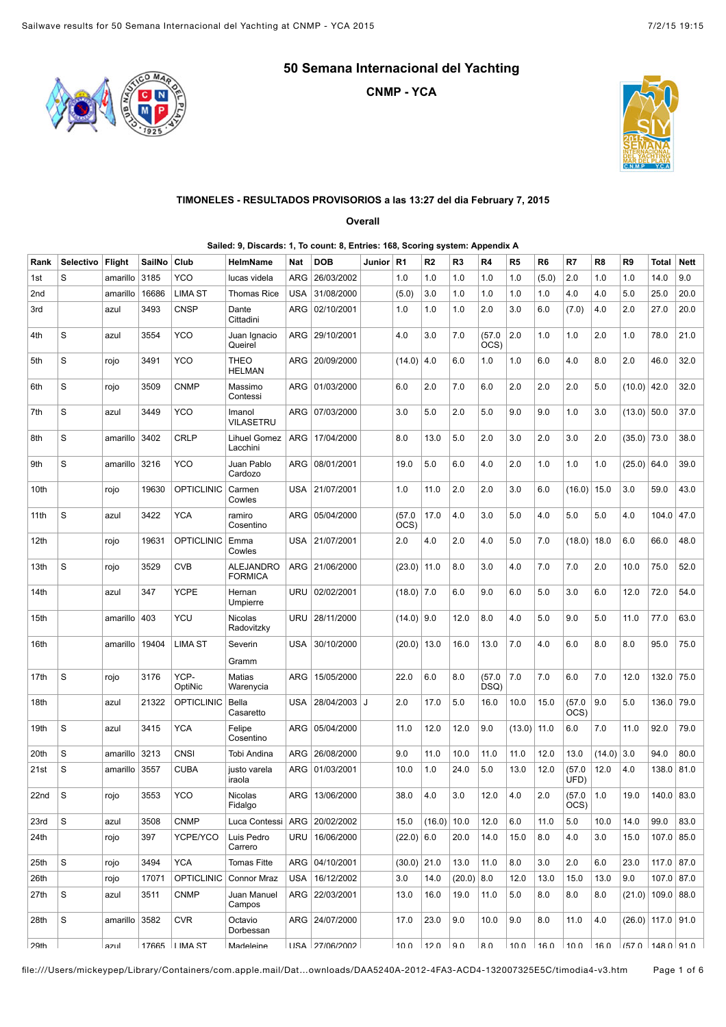# 50 Semana Internacional del Yachting

## CNMP - YCA

### TIMONELES - RESULTADOS PROVISORIOS a las 13:27 del dia February 7, 2015

**Overall**

**Sailed: 9, Discards: 1, To count: 8, Entries: 168, Scoring system: Appendix A**

| Rank | Selectivo | Flight | SailNo | Club | HelmName | Nat | DOB | Junior | R1 | R2 | R3 | R4 | R5 | R6 | R7 | R8 | R9 | Total | Nett |
|---|---|---|---|---|---|---|---|---|---|---|---|---|---|---|---|---|---|---|---|
| 1st | S | amarillo | 3185 | YCO | lucas videla | ARG | 26/03/2002 | | 1.0 | 1.0 | 1.0 | 1.0 | 1.0 | (5.0) | 2.0 | 1.0 | 1.0 | 14.0 | 9.0 |
| 2nd | | amarillo | 16686 | LIMA ST | Thomas Rice | USA | 31/08/2000 | | (5.0) | 3.0 | 1.0 | 1.0 | 1.0 | 1.0 | 4.0 | 4.0 | 5.0 | 25.0 | 20.0 |
| 3rd | | azul | 3493 | CNSP | Dante Cittadini | ARG | 02/10/2001 | | 1.0 | 1.0 | 1.0 | 2.0 | 3.0 | 6.0 | (7.0) | 4.0 | 2.0 | 27.0 | 20.0 |
| 4th | S | azul | 3554 | YCO | Juan Ignacio Queirel | ARG | 29/10/2001 | | 4.0 | 3.0 | 7.0 | (57.0 OCS) | 2.0 | 1.0 | 1.0 | 2.0 | 1.0 | 78.0 | 21.0 |
| 5th | S | rojo | 3491 | YCO | THEO HELMAN | ARG | 20/09/2000 | | (14.0) | 4.0 | 6.0 | 1.0 | 1.0 | 6.0 | 4.0 | 8.0 | 2.0 | 46.0 | 32.0 |
| 6th | S | rojo | 3509 | CNMP | Massimo Contessi | ARG | 01/03/2000 | | 6.0 | 2.0 | 7.0 | 6.0 | 2.0 | 2.0 | 2.0 | 5.0 | (10.0) | 42.0 | 32.0 |
| 7th | S | azul | 3449 | YCO | Imanol VILASETRU | ARG | 07/03/2000 | | 3.0 | 5.0 | 2.0 | 5.0 | 9.0 | 9.0 | 1.0 | 3.0 | (13.0) | 50.0 | 37.0 |
| 8th | S | amarillo | 3402 | CRLP | Lihuel Gomez Lacchini | ARG | 17/04/2000 | | 8.0 | 13.0 | 5.0 | 2.0 | 3.0 | 2.0 | 3.0 | 2.0 | (35.0) | 73.0 | 38.0 |
| 9th | S | amarillo | 3216 | YCO | Juan Pablo Cardozo | ARG | 08/01/2001 | | 19.0 | 5.0 | 6.0 | 4.0 | 2.0 | 1.0 | 1.0 | 1.0 | (25.0) | 64.0 | 39.0 |
| 10th | | rojo | 19630 | OPTICLINIC | Carmen Cowles | USA | 21/07/2001 | | 1.0 | 11.0 | 2.0 | 2.0 | 3.0 | 6.0 | (16.0) | 15.0 | 3.0 | 59.0 | 43.0 |
| 11th | S | azul | 3422 | YCA | ramiro Cosentino | ARG | 05/04/2000 | | (57.0 OCS) | 17.0 | 4.0 | 3.0 | 5.0 | 4.0 | 5.0 | 5.0 | 4.0 | 104.0 | 47.0 |
| 12th | | rojo | 19631 | OPTICLINIC | Emma Cowles | USA | 21/07/2001 | | 2.0 | 4.0 | 2.0 | 4.0 | 5.0 | 7.0 | (18.0) | 18.0 | 6.0 | 66.0 | 48.0 |
| 13th | S | rojo | 3529 | CVB | ALEJANDRO FORMICA | ARG | 21/06/2000 | | (23.0) | 11.0 | 8.0 | 3.0 | 4.0 | 7.0 | 7.0 | 2.0 | 10.0 | 75.0 | 52.0 |
| 14th | | azul | 347 | YCPE | Hernan Umpierre | URU | 02/02/2001 | | (18.0) | 7.0 | 6.0 | 9.0 | 6.0 | 5.0 | 3.0 | 6.0 | 12.0 | 72.0 | 54.0 |
| 15th | | amarillo | 403 | YCU | Nicolas Radovitzky | URU | 28/11/2000 | | (14.0) | 9.0 | 12.0 | 8.0 | 4.0 | 5.0 | 9.0 | 5.0 | 11.0 | 77.0 | 63.0 |
| 16th | | amarillo | 19404 | LIMA ST | Severin Gramm | USA | 30/10/2000 | | (20.0) | 13.0 | 16.0 | 13.0 | 7.0 | 4.0 | 6.0 | 8.0 | 8.0 | 95.0 | 75.0 |
| 17th | S | rojo | 3176 | YCP-OptiNic | Matias Warenycia | ARG | 15/05/2000 | | 22.0 | 6.0 | 8.0 | (57.0 DSQ) | 7.0 | 7.0 | 6.0 | 7.0 | 12.0 | 132.0 | 75.0 |
| 18th | | azul | 21322 | OPTICLINIC | Bella Casaretto | USA | 28/04/2003 | J | 2.0 | 17.0 | 5.0 | 16.0 | 10.0 | 15.0 | (57.0 OCS) | 9.0 | 5.0 | 136.0 | 79.0 |
| 19th | S | azul | 3415 | YCA | Felipe Cosentino | ARG | 05/04/2000 | | 11.0 | 12.0 | 12.0 | 9.0 | (13.0) | 11.0 | 6.0 | 7.0 | 11.0 | 92.0 | 79.0 |
| 20th | S | amarillo | 3213 | CNSI | Tobi Andina | ARG | 26/08/2000 | | 9.0 | 11.0 | 10.0 | 11.0 | 11.0 | 12.0 | 13.0 | (14.0) | 3.0 | 94.0 | 80.0 |
| 21st | S | amarillo | 3557 | CUBA | justo varela iraola | ARG | 01/03/2001 | | 10.0 | 1.0 | 24.0 | 5.0 | 13.0 | 12.0 | (57.0 UFD) | 12.0 | 4.0 | 138.0 | 81.0 |
| 22nd | S | rojo | 3553 | YCO | Nicolas Fidalgo | ARG | 13/06/2000 | | 38.0 | 4.0 | 3.0 | 12.0 | 4.0 | 2.0 | (57.0 OCS) | 1.0 | 19.0 | 140.0 | 83.0 |
| 23rd | S | azul | 3508 | CNMP | Luca Contessi | ARG | 20/02/2002 | | 15.0 | (16.0) | 10.0 | 12.0 | 6.0 | 11.0 | 5.0 | 10.0 | 14.0 | 99.0 | 83.0 |
| 24th | | rojo | 397 | YCPE/YCO | Luis Pedro Carrero | URU | 16/06/2000 | | (22.0) | 6.0 | 20.0 | 14.0 | 15.0 | 8.0 | 4.0 | 3.0 | 15.0 | 107.0 | 85.0 |
| 25th | S | rojo | 3494 | YCA | Tomas Fitte | ARG | 04/10/2001 | | (30.0) | 21.0 | 13.0 | 11.0 | 8.0 | 3.0 | 2.0 | 6.0 | 23.0 | 117.0 | 87.0 |
| 26th | | rojo | 17071 | OPTICLINIC | Connor Mraz | USA | 16/12/2002 | | 3.0 | 14.0 | (20.0) | 8.0 | 12.0 | 13.0 | 15.0 | 13.0 | 9.0 | 107.0 | 87.0 |
| 27th | S | azul | 3511 | CNMP | Juan Manuel Campos | ARG | 22/03/2001 | | 13.0 | 16.0 | 19.0 | 11.0 | 5.0 | 8.0 | 8.0 | 8.0 | (21.0) | 109.0 | 88.0 |
| 28th | S | amarillo | 3582 | CVR | Octavio Dorbessan | ARG | 24/07/2000 | | 17.0 | 23.0 | 9.0 | 10.0 | 9.0 | 8.0 | 11.0 | 4.0 | (26.0) | 117.0 | 91.0 |
| 29th | | azul | 17665 | LIMA ST | Madeleine | USA | 27/06/2002 | | 10.0 | 12.0 | 9.0 | 8.0 | 10.0 | 16.0 | 10.0 | 16.0 | (57.0 | 148.0 | 91.0 |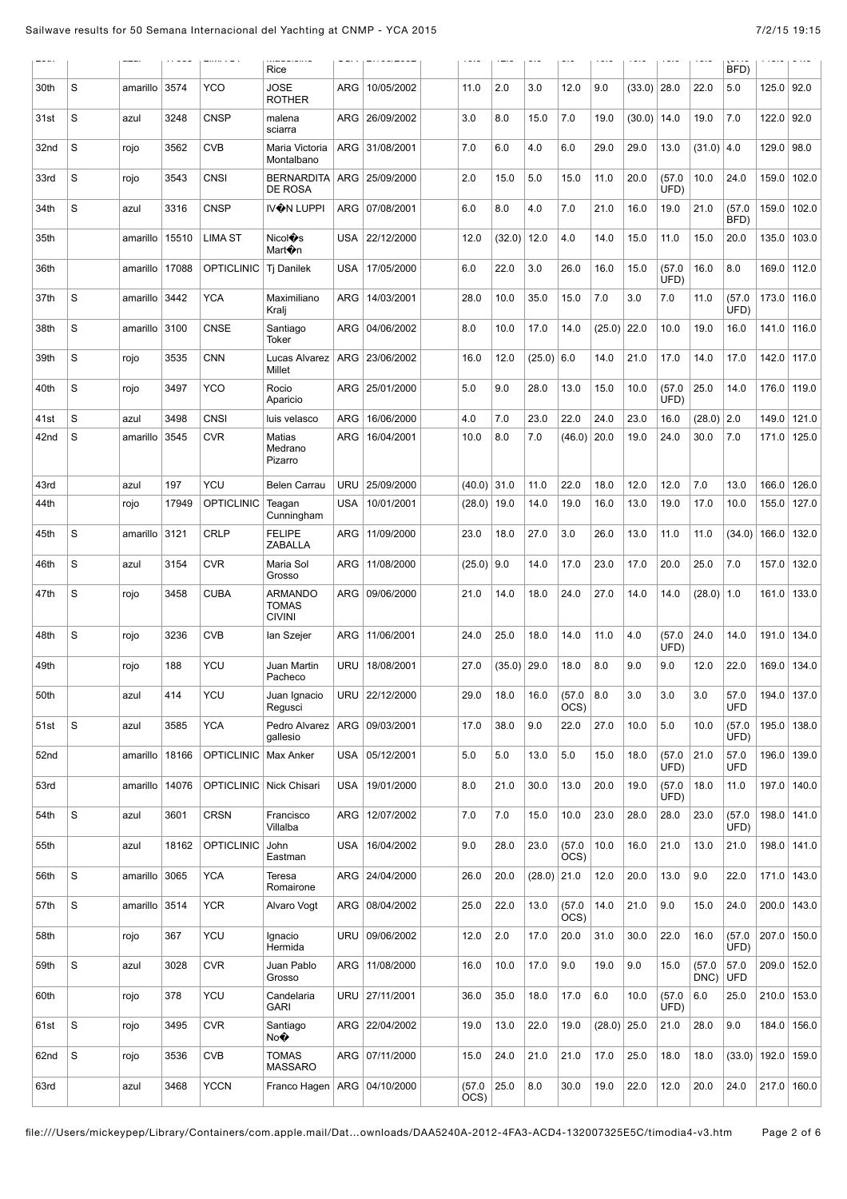| | | | | | | | | | | | | | | | | | | | | |
|---|---|---|---|---|---|---|---|---|---|---|---|---|---|---|---|---|---|---|---|---|
| | | | | | Rice | | | | | | | | | | | | | BFD) | | |
| 30th | S | amarillo | 3574 | YCO | JOSE ROTHER | ARG | 10/05/2002 | | 11.0 | 2.0 | 3.0 | 12.0 | 9.0 | (33.0) | 28.0 | 22.0 | 5.0 | 125.0 | 92.0 |
| 31st | S | azul | 3248 | CNSP | malena sciarra | ARG | 26/09/2002 | | 3.0 | 8.0 | 15.0 | 7.0 | 19.0 | (30.0) | 14.0 | 19.0 | 7.0 | 122.0 | 92.0 |
| 32nd | S | rojo | 3562 | CVB | Maria Victoria Montalbano | ARG | 31/08/2001 | | 7.0 | 6.0 | 4.0 | 6.0 | 29.0 | 29.0 | 13.0 | (31.0) | 4.0 | 129.0 | 98.0 |
| 33rd | S | rojo | 3543 | CNSI | BERNARDITA DE ROSA | ARG | 25/09/2000 | | 2.0 | 15.0 | 5.0 | 15.0 | 11.0 | 20.0 | (57.0 UFD) | 10.0 | 24.0 | 159.0 | 102.0 |
| 34th | S | azul | 3316 | CNSP | IV�N LUPPI | ARG | 07/08/2001 | | 6.0 | 8.0 | 4.0 | 7.0 | 21.0 | 16.0 | 19.0 | 21.0 | (57.0 BFD) | 159.0 | 102.0 |
| 35th | | amarillo | 15510 | LIMA ST | Nicol�s Mart�n | USA | 22/12/2000 | | 12.0 | (32.0) | 12.0 | 4.0 | 14.0 | 15.0 | 11.0 | 15.0 | 20.0 | 135.0 | 103.0 |
| 36th | | amarillo | 17088 | OPTICLINIC | Tj Danilek | USA | 17/05/2000 | | 6.0 | 22.0 | 3.0 | 26.0 | 16.0 | 15.0 | (57.0 UFD) | 16.0 | 8.0 | 169.0 | 112.0 |
| 37th | S | amarillo | 3442 | YCA | Maximiliano Kralj | ARG | 14/03/2001 | | 28.0 | 10.0 | 35.0 | 15.0 | 7.0 | 3.0 | 7.0 | 11.0 | (57.0 UFD) | 173.0 | 116.0 |
| 38th | S | amarillo | 3100 | CNSE | Santiago Toker | ARG | 04/06/2002 | | 8.0 | 10.0 | 17.0 | 14.0 | (25.0) | 22.0 | 10.0 | 19.0 | 16.0 | 141.0 | 116.0 |
| 39th | S | rojo | 3535 | CNN | Lucas Alvarez Millet | ARG | 23/06/2002 | | 16.0 | 12.0 | (25.0) | 6.0 | 14.0 | 21.0 | 17.0 | 14.0 | 17.0 | 142.0 | 117.0 |
| 40th | S | rojo | 3497 | YCO | Rocio Aparicio | ARG | 25/01/2000 | | 5.0 | 9.0 | 28.0 | 13.0 | 15.0 | 10.0 | (57.0 UFD) | 25.0 | 14.0 | 176.0 | 119.0 |
| 41st | S | azul | 3498 | CNSI | luis velasco | ARG | 16/06/2000 | | 4.0 | 7.0 | 23.0 | 22.0 | 24.0 | 23.0 | 16.0 | (28.0) | 2.0 | 149.0 | 121.0 |
| 42nd | S | amarillo | 3545 | CVR | Matias Medrano Pizarro | ARG | 16/04/2001 | | 10.0 | 8.0 | 7.0 | (46.0) | 20.0 | 19.0 | 24.0 | 30.0 | 7.0 | 171.0 | 125.0 |
| 43rd | | azul | 197 | YCU | Belen Carrau | URU | 25/09/2000 | | (40.0) | 31.0 | 11.0 | 22.0 | 18.0 | 12.0 | 12.0 | 7.0 | 13.0 | 166.0 | 126.0 |
| 44th | | rojo | 17949 | OPTICLINIC | Teagan Cunningham | USA | 10/01/2001 | | (28.0) | 19.0 | 14.0 | 19.0 | 16.0 | 13.0 | 19.0 | 17.0 | 10.0 | 155.0 | 127.0 |
| 45th | S | amarillo | 3121 | CRLP | FELIPE ZABALLA | ARG | 11/09/2000 | | 23.0 | 18.0 | 27.0 | 3.0 | 26.0 | 13.0 | 11.0 | 11.0 | (34.0) | 166.0 | 132.0 |
| 46th | S | azul | 3154 | CVR | Maria Sol Grosso | ARG | 11/08/2000 | | (25.0) | 9.0 | 14.0 | 17.0 | 23.0 | 17.0 | 20.0 | 25.0 | 7.0 | 157.0 | 132.0 |
| 47th | S | rojo | 3458 | CUBA | ARMANDO TOMAS CIVINI | ARG | 09/06/2000 | | 21.0 | 14.0 | 18.0 | 24.0 | 27.0 | 14.0 | 14.0 | (28.0) | 1.0 | 161.0 | 133.0 |
| 48th | S | rojo | 3236 | CVB | Ian Szejer | ARG | 11/06/2001 | | 24.0 | 25.0 | 18.0 | 14.0 | 11.0 | 4.0 | (57.0 UFD) | 24.0 | 14.0 | 191.0 | 134.0 |
| 49th | | rojo | 188 | YCU | Juan Martin Pacheco | URU | 18/08/2001 | | 27.0 | (35.0) | 29.0 | 18.0 | 8.0 | 9.0 | 9.0 | 12.0 | 22.0 | 169.0 | 134.0 |
| 50th | | azul | 414 | YCU | Juan Ignacio Regusci | URU | 22/12/2000 | | 29.0 | 18.0 | 16.0 | (57.0 OCS) | 8.0 | 3.0 | 3.0 | 3.0 | 57.0 UFD | 194.0 | 137.0 |
| 51st | S | azul | 3585 | YCA | Pedro Alvarez gallesio | ARG | 09/03/2001 | | 17.0 | 38.0 | 9.0 | 22.0 | 27.0 | 10.0 | 5.0 | 10.0 | (57.0 UFD) | 195.0 | 138.0 |
| 52nd | | amarillo | 18166 | OPTICLINIC | Max Anker | USA | 05/12/2001 | | 5.0 | 5.0 | 13.0 | 5.0 | 15.0 | 18.0 | (57.0 UFD) | 21.0 | 57.0 UFD | 196.0 | 139.0 |
| 53rd | | amarillo | 14076 | OPTICLINIC | Nick Chisari | USA | 19/01/2000 | | 8.0 | 21.0 | 30.0 | 13.0 | 20.0 | 19.0 | (57.0 UFD) | 18.0 | 11.0 | 197.0 | 140.0 |
| 54th | S | azul | 3601 | CRSN | Francisco Villalba | ARG | 12/07/2002 | | 7.0 | 7.0 | 15.0 | 10.0 | 23.0 | 28.0 | 28.0 | 23.0 | (57.0 UFD) | 198.0 | 141.0 |
| 55th | | azul | 18162 | OPTICLINIC | John Eastman | USA | 16/04/2002 | | 9.0 | 28.0 | 23.0 | (57.0 OCS) | 10.0 | 16.0 | 21.0 | 13.0 | 21.0 | 198.0 | 141.0 |
| 56th | S | amarillo | 3065 | YCA | Teresa Romairone | ARG | 24/04/2000 | | 26.0 | 20.0 | (28.0) | 21.0 | 12.0 | 20.0 | 13.0 | 9.0 | 22.0 | 171.0 | 143.0 |
| 57th | S | amarillo | 3514 | YCR | Alvaro Vogt | ARG | 08/04/2002 | | 25.0 | 22.0 | 13.0 | (57.0 OCS) | 14.0 | 21.0 | 9.0 | 15.0 | 24.0 | 200.0 | 143.0 |
| 58th | | rojo | 367 | YCU | Ignacio Hermida | URU | 09/06/2002 | | 12.0 | 2.0 | 17.0 | 20.0 | 31.0 | 30.0 | 22.0 | 16.0 | (57.0 UFD) | 207.0 | 150.0 |
| 59th | S | azul | 3028 | CVR | Juan Pablo Grosso | ARG | 11/08/2000 | | 16.0 | 10.0 | 17.0 | 9.0 | 19.0 | 9.0 | 15.0 | (57.0 DNC) | 57.0 UFD | 209.0 | 152.0 |
| 60th | | rojo | 378 | YCU | Candelaria GARI | URU | 27/11/2001 | | 36.0 | 35.0 | 18.0 | 17.0 | 6.0 | 10.0 | (57.0 UFD) | 6.0 | 25.0 | 210.0 | 153.0 |
| 61st | S | rojo | 3495 | CVR | Santiago No� | ARG | 22/04/2002 | | 19.0 | 13.0 | 22.0 | 19.0 | (28.0) | 25.0 | 21.0 | 28.0 | 9.0 | 184.0 | 156.0 |
| 62nd | S | rojo | 3536 | CVB | TOMAS MASSARO | ARG | 07/11/2000 | | 15.0 | 24.0 | 21.0 | 21.0 | 17.0 | 25.0 | 18.0 | 18.0 | (33.0) | 192.0 | 159.0 |
| 63rd | | azul | 3468 | YCCN | Franco Hagen | ARG | 04/10/2000 | | (57.0 OCS) | 25.0 | 8.0 | 30.0 | 19.0 | 22.0 | 12.0 | 20.0 | 24.0 | 217.0 | 160.0 |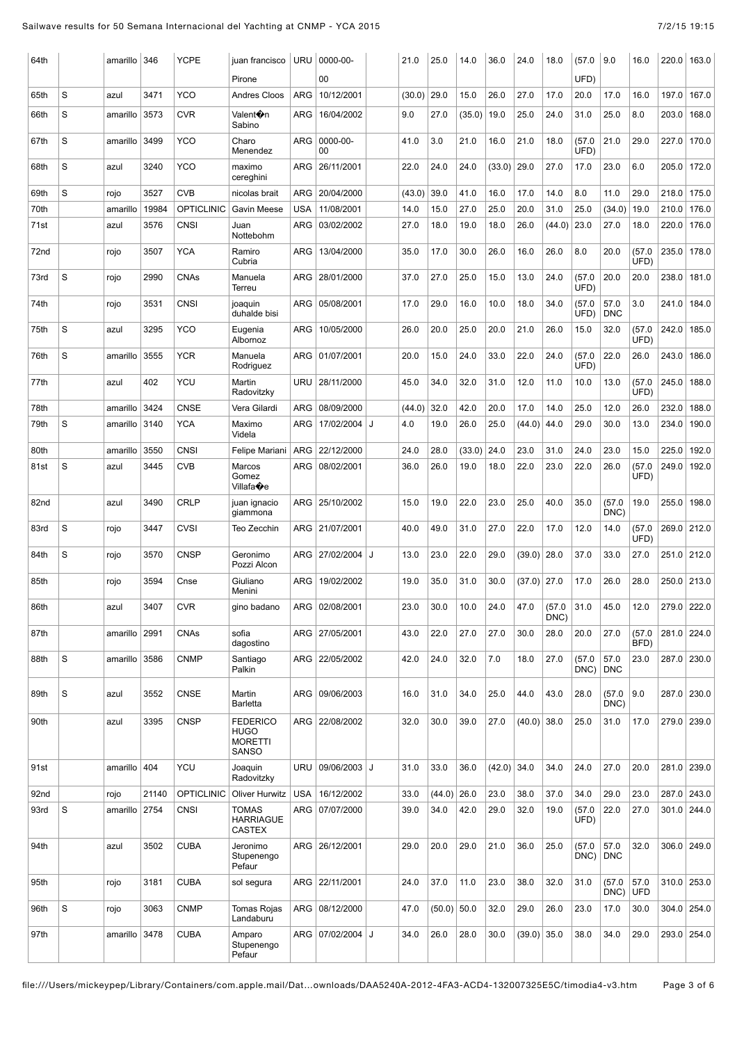| | | | | | | | | | | | | | | | | | | | | |
|---|---|---|---|---|---|---|---|---|---|---|---|---|---|---|---|---|---|---|---|---|
| 64th | | amarillo | 346 | YCPE | juan francisco Pirone | URU | 0000-00-00 | | 21.0 | 25.0 | 14.0 | 36.0 | 24.0 | 18.0 | (57.0 UFD) | 9.0 | 16.0 | 220.0 | 163.0 |
| 65th | S | azul | 3471 | YCO | Andres Cloos | ARG | 10/12/2001 | | (30.0) | 29.0 | 15.0 | 26.0 | 27.0 | 17.0 | 20.0 | 17.0 | 16.0 | 197.0 | 167.0 |
| 66th | S | amarillo | 3573 | CVR | Valent�n Sabino | ARG | 16/04/2002 | | 9.0 | 27.0 | (35.0) | 19.0 | 25.0 | 24.0 | 31.0 | 25.0 | 8.0 | 203.0 | 168.0 |
| 67th | S | amarillo | 3499 | YCO | Charo Menendez | ARG | 0000-00-00 | | 41.0 | 3.0 | 21.0 | 16.0 | 21.0 | 18.0 | (57.0 UFD) | 21.0 | 29.0 | 227.0 | 170.0 |
| 68th | S | azul | 3240 | YCO | maximo cereghini | ARG | 26/11/2001 | | 22.0 | 24.0 | 24.0 | (33.0) | 29.0 | 27.0 | 17.0 | 23.0 | 6.0 | 205.0 | 172.0 |
| 69th | S | rojo | 3527 | CVB | nicolas brait | ARG | 20/04/2000 | | (43.0) | 39.0 | 41.0 | 16.0 | 17.0 | 14.0 | 8.0 | 11.0 | 29.0 | 218.0 | 175.0 |
| 70th | | amarillo | 19984 | OPTICLINIC | Gavin Meese | USA | 11/08/2001 | | 14.0 | 15.0 | 27.0 | 25.0 | 20.0 | 31.0 | 25.0 | (34.0) | 19.0 | 210.0 | 176.0 |
| 71st | | azul | 3576 | CNSI | Juan Nottebohm | ARG | 03/02/2002 | | 27.0 | 18.0 | 19.0 | 18.0 | 26.0 | (44.0) | 23.0 | 27.0 | 18.0 | 220.0 | 176.0 |
| 72nd | | rojo | 3507 | YCA | Ramiro Cubria | ARG | 13/04/2000 | | 35.0 | 17.0 | 30.0 | 26.0 | 16.0 | 26.0 | 8.0 | 20.0 | (57.0 UFD) | 235.0 | 178.0 |
| 73rd | S | rojo | 2990 | CNAs | Manuela Terreu | ARG | 28/01/2000 | | 37.0 | 27.0 | 25.0 | 15.0 | 13.0 | 24.0 | (57.0 UFD) | 20.0 | 20.0 | 238.0 | 181.0 |
| 74th | | rojo | 3531 | CNSI | joaquin duhalde bisi | ARG | 05/08/2001 | | 17.0 | 29.0 | 16.0 | 10.0 | 18.0 | 34.0 | (57.0 UFD) | 57.0 DNC | 3.0 | 241.0 | 184.0 |
| 75th | S | azul | 3295 | YCO | Eugenia Albornoz | ARG | 10/05/2000 | | 26.0 | 20.0 | 25.0 | 20.0 | 21.0 | 26.0 | 15.0 | 32.0 | (57.0 UFD) | 242.0 | 185.0 |
| 76th | S | amarillo | 3555 | YCR | Manuela Rodriguez | ARG | 01/07/2001 | | 20.0 | 15.0 | 24.0 | 33.0 | 22.0 | 24.0 | (57.0 UFD) | 22.0 | 26.0 | 243.0 | 186.0 |
| 77th | | azul | 402 | YCU | Martin Radovitzky | URU | 28/11/2000 | | 45.0 | 34.0 | 32.0 | 31.0 | 12.0 | 11.0 | 10.0 | 13.0 | (57.0 UFD) | 245.0 | 188.0 |
| 78th | | amarillo | 3424 | CNSE | Vera Gilardi | ARG | 08/09/2000 | | (44.0) | 32.0 | 42.0 | 20.0 | 17.0 | 14.0 | 25.0 | 12.0 | 26.0 | 232.0 | 188.0 |
| 79th | S | amarillo | 3140 | YCA | Maximo Videla | ARG | 17/02/2004 | J | 4.0 | 19.0 | 26.0 | 25.0 | (44.0) | 44.0 | 29.0 | 30.0 | 13.0 | 234.0 | 190.0 |
| 80th | | amarillo | 3550 | CNSI | Felipe Mariani | ARG | 22/12/2000 | | 24.0 | 28.0 | (33.0) | 24.0 | 23.0 | 31.0 | 24.0 | 23.0 | 15.0 | 225.0 | 192.0 |
| 81st | S | azul | 3445 | CVB | Marcos Gomez Villafa�e | ARG | 08/02/2001 | | 36.0 | 26.0 | 19.0 | 18.0 | 22.0 | 23.0 | 22.0 | 26.0 | (57.0 UFD) | 249.0 | 192.0 |
| 82nd | | azul | 3490 | CRLP | juan ignacio giammona | ARG | 25/10/2002 | | 15.0 | 19.0 | 22.0 | 23.0 | 25.0 | 40.0 | 35.0 | (57.0 DNC) | 19.0 | 255.0 | 198.0 |
| 83rd | S | rojo | 3447 | CVSI | Teo Zecchin | ARG | 21/07/2001 | | 40.0 | 49.0 | 31.0 | 27.0 | 22.0 | 17.0 | 12.0 | 14.0 | (57.0 UFD) | 269.0 | 212.0 |
| 84th | S | rojo | 3570 | CNSP | Geronimo Pozzi Alcon | ARG | 27/02/2004 | J | 13.0 | 23.0 | 22.0 | 29.0 | (39.0) | 28.0 | 37.0 | 33.0 | 27.0 | 251.0 | 212.0 |
| 85th | | rojo | 3594 | Cnse | Giuliano Menini | ARG | 19/02/2002 | | 19.0 | 35.0 | 31.0 | 30.0 | (37.0) | 27.0 | 17.0 | 26.0 | 28.0 | 250.0 | 213.0 |
| 86th | | azul | 3407 | CVR | gino badano | ARG | 02/08/2001 | | 23.0 | 30.0 | 10.0 | 24.0 | 47.0 | (57.0 DNC) | 31.0 | 45.0 | 12.0 | 279.0 | 222.0 |
| 87th | | amarillo | 2991 | CNAs | sofia dagostino | ARG | 27/05/2001 | | 43.0 | 22.0 | 27.0 | 27.0 | 30.0 | 28.0 | 20.0 | 27.0 | (57.0 BFD) | 281.0 | 224.0 |
| 88th | S | amarillo | 3586 | CNMP | Santiago Palkin | ARG | 22/05/2002 | | 42.0 | 24.0 | 32.0 | 7.0 | 18.0 | 27.0 | (57.0 DNC) | 57.0 DNC | 23.0 | 287.0 | 230.0 |
| 89th | S | azul | 3552 | CNSE | Martin Barletta | ARG | 09/06/2003 | | 16.0 | 31.0 | 34.0 | 25.0 | 44.0 | 43.0 | 28.0 | (57.0 DNC) | 9.0 | 287.0 | 230.0 |
| 90th | | azul | 3395 | CNSP | FEDERICO HUGO MORETTI SANSO | ARG | 22/08/2002 | | 32.0 | 30.0 | 39.0 | 27.0 | (40.0) | 38.0 | 25.0 | 31.0 | 17.0 | 279.0 | 239.0 |
| 91st | | amarillo | 404 | YCU | Joaquin Radovitzky | URU | 09/06/2003 | J | 31.0 | 33.0 | 36.0 | (42.0) | 34.0 | 34.0 | 24.0 | 27.0 | 20.0 | 281.0 | 239.0 |
| 92nd | | rojo | 21140 | OPTICLINIC | Oliver Hurwitz | USA | 16/12/2002 | | 33.0 | (44.0) | 26.0 | 23.0 | 38.0 | 37.0 | 34.0 | 29.0 | 23.0 | 287.0 | 243.0 |
| 93rd | S | amarillo | 2754 | CNSI | TOMAS HARRIAGUE CASTEX | ARG | 07/07/2000 | | 39.0 | 34.0 | 42.0 | 29.0 | 32.0 | 19.0 | (57.0 UFD) | 22.0 | 27.0 | 301.0 | 244.0 |
| 94th | | azul | 3502 | CUBA | Jeronimo Stupenengo Pefaur | ARG | 26/12/2001 | | 29.0 | 20.0 | 29.0 | 21.0 | 36.0 | 25.0 | (57.0 DNC) | 57.0 DNC | 32.0 | 306.0 | 249.0 |
| 95th | | rojo | 3181 | CUBA | sol segura | ARG | 22/11/2001 | | 24.0 | 37.0 | 11.0 | 23.0 | 38.0 | 32.0 | 31.0 | (57.0 DNC) | 57.0 UFD | 310.0 | 253.0 |
| 96th | S | rojo | 3063 | CNMP | Tomas Rojas Landaburu | ARG | 08/12/2000 | | 47.0 | (50.0) | 50.0 | 32.0 | 29.0 | 26.0 | 23.0 | 17.0 | 30.0 | 304.0 | 254.0 |
| 97th | | amarillo | 3478 | CUBA | Amparo Stupenengo Pefaur | ARG | 07/02/2004 | J | 34.0 | 26.0 | 28.0 | 30.0 | (39.0) | 35.0 | 38.0 | 34.0 | 29.0 | 293.0 | 254.0 |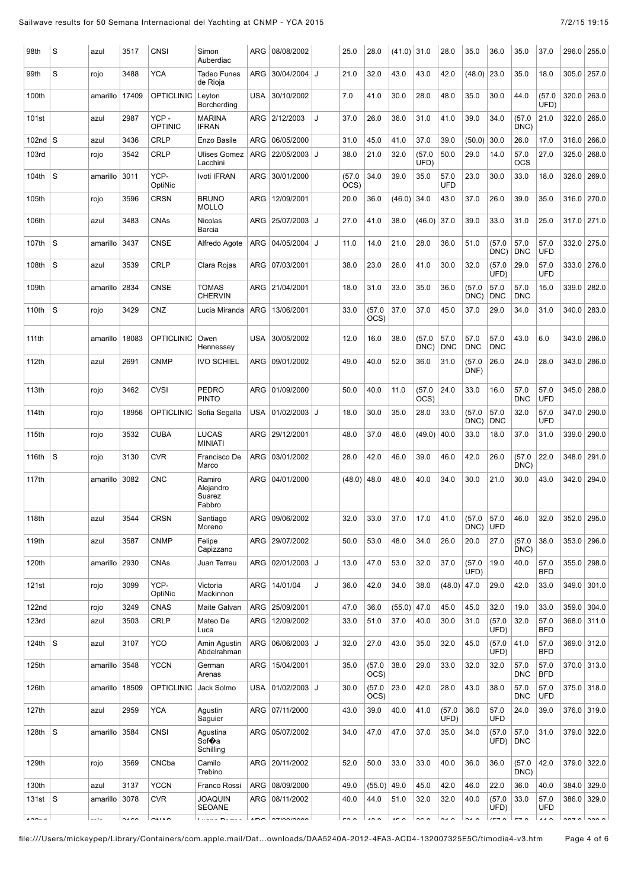| | | | | | | | | | | | | | | | | | | | | |
|---|---|---|---|---|---|---|---|---|---|---|---|---|---|---|---|---|---|---|---|---|
| 98th | S | azul | 3517 | CNSI | Simon Auberdiac | ARG | 08/08/2002 | | 25.0 | 28.0 | (41.0) | 31.0 | 28.0 | 35.0 | 36.0 | 35.0 | 37.0 | 296.0 | 255.0 |
| 99th | S | rojo | 3488 | YCA | Tadeo Funes de Rioja | ARG | 30/04/2004 | J | 21.0 | 32.0 | 43.0 | 43.0 | 42.0 | (48.0) | 23.0 | 35.0 | 18.0 | 305.0 | 257.0 |
| 100th | | amarillo | 17409 | OPTICLINIC | Leyton Borcherding | USA | 30/10/2002 | | 7.0 | 41.0 | 30.0 | 28.0 | 48.0 | 35.0 | 30.0 | 44.0 | (57.0 UFD) | 320.0 | 263.0 |
| 101st | | azul | 2987 | YCP - OPTINIC | MARINA IFRAN | ARG | 2/12/2003 | J | 37.0 | 26.0 | 36.0 | 31.0 | 41.0 | 39.0 | 34.0 | (57.0 DNC) | 21.0 | 322.0 | 265.0 |
| 102nd | S | azul | 3436 | CRLP | Enzo Basile | ARG | 06/05/2000 | | 31.0 | 45.0 | 41.0 | 37.0 | 39.0 | (50.0) | 30.0 | 26.0 | 17.0 | 316.0 | 266.0 |
| 103rd | | rojo | 3542 | CRLP | Ulises Gomez Lacchini | ARG | 22/05/2003 | J | 38.0 | 21.0 | 32.0 | (57.0 UFD) | 50.0 | 29.0 | 14.0 | 57.0 OCS | 27.0 | 325.0 | 268.0 |
| 104th | S | amarillo | 3011 | YCP-OptiNic | Ivoti IFRAN | ARG | 30/01/2000 | | (57.0 OCS) | 34.0 | 39.0 | 35.0 | 57.0 UFD | 23.0 | 30.0 | 33.0 | 18.0 | 326.0 | 269.0 |
| 105th | | rojo | 3596 | CRSN | BRUNO MOLLO | ARG | 12/09/2001 | | 20.0 | 36.0 | (46.0) | 34.0 | 43.0 | 37.0 | 26.0 | 39.0 | 35.0 | 316.0 | 270.0 |
| 106th | | azul | 3483 | CNAs | Nicolas Barcia | ARG | 25/07/2003 | J | 27.0 | 41.0 | 38.0 | (46.0) | 37.0 | 39.0 | 33.0 | 31.0 | 25.0 | 317.0 | 271.0 |
| 107th | S | amarillo | 3437 | CNSE | Alfredo Agote | ARG | 04/05/2004 | J | 11.0 | 14.0 | 21.0 | 28.0 | 36.0 | 51.0 | (57.0 DNC) | 57.0 DNC | 57.0 UFD | 332.0 | 275.0 |
| 108th | S | azul | 3539 | CRLP | Clara Rojas | ARG | 07/03/2001 | | 38.0 | 23.0 | 26.0 | 41.0 | 30.0 | 32.0 | (57.0 UFD) | 29.0 | 57.0 UFD | 333.0 | 276.0 |
| 109th | | amarillo | 2834 | CNSE | TOMAS CHERVIN | ARG | 21/04/2001 | | 18.0 | 31.0 | 33.0 | 35.0 | 36.0 | (57.0 DNC) | 57.0 DNC | 57.0 DNC | 15.0 | 339.0 | 282.0 |
| 110th | S | rojo | 3429 | CNZ | Lucia Miranda | ARG | 13/06/2001 | | 33.0 | (57.0 OCS) | 37.0 | 37.0 | 45.0 | 37.0 | 29.0 | 34.0 | 31.0 | 340.0 | 283.0 |
| 111th | | amarillo | 18083 | OPTICLINIC | Owen Hennessey | USA | 30/05/2002 | | 12.0 | 16.0 | 38.0 | (57.0 DNC) | 57.0 DNC | 57.0 DNC | 57.0 DNC | 43.0 | 6.0 | 343.0 | 286.0 |
| 112th | | azul | 2691 | CNMP | IVO SCHIEL | ARG | 09/01/2002 | | 49.0 | 40.0 | 52.0 | 36.0 | 31.0 | (57.0 DNF) | 26.0 | 24.0 | 28.0 | 343.0 | 286.0 |
| 113th | | rojo | 3462 | CVSI | PEDRO PINTO | ARG | 01/09/2000 | | 50.0 | 40.0 | 11.0 | (57.0 OCS) | 24.0 | 33.0 | 16.0 | 57.0 DNC | 57.0 UFD | 345.0 | 288.0 |
| 114th | | rojo | 18956 | OPTICLINIC | Sofia Segalla | USA | 01/02/2003 | J | 18.0 | 30.0 | 35.0 | 28.0 | 33.0 | (57.0 DNC) | 57.0 DNC | 32.0 | 57.0 UFD | 347.0 | 290.0 |
| 115th | | rojo | 3532 | CUBA | LUCAS MINIATI | ARG | 29/12/2001 | | 48.0 | 37.0 | 46.0 | (49.0) | 40.0 | 33.0 | 18.0 | 37.0 | 31.0 | 339.0 | 290.0 |
| 116th | S | rojo | 3130 | CVR | Francisco De Marco | ARG | 03/01/2002 | | 28.0 | 42.0 | 46.0 | 39.0 | 46.0 | 42.0 | 26.0 | (57.0 DNC) | 22.0 | 348.0 | 291.0 |
| 117th | | amarillo | 3082 | CNC | Ramiro Alejandro Suarez Fabbro | ARG | 04/01/2000 | | (48.0) | 48.0 | 48.0 | 40.0 | 34.0 | 30.0 | 21.0 | 30.0 | 43.0 | 342.0 | 294.0 |
| 118th | | azul | 3544 | CRSN | Santiago Moreno | ARG | 09/06/2002 | | 32.0 | 33.0 | 37.0 | 17.0 | 41.0 | (57.0 DNC) | 57.0 UFD | 46.0 | 32.0 | 352.0 | 295.0 |
| 119th | | azul | 3587 | CNMP | Felipe Capizzano | ARG | 29/07/2002 | | 50.0 | 53.0 | 48.0 | 34.0 | 26.0 | 20.0 | 27.0 | (57.0 DNC) | 38.0 | 353.0 | 296.0 |
| 120th | | amarillo | 2930 | CNAs | Juan Terreu | ARG | 02/01/2003 | J | 13.0 | 47.0 | 53.0 | 32.0 | 37.0 | (57.0 UFD) | 19.0 | 40.0 | 57.0 BFD | 355.0 | 298.0 |
| 121st | | rojo | 3099 | YCP-OptiNic | Victoria Mackinnon | ARG | 14/01/04 | J | 36.0 | 42.0 | 34.0 | 38.0 | (48.0) | 47.0 | 29.0 | 42.0 | 33.0 | 349.0 | 301.0 |
| 122nd | | rojo | 3249 | CNAS | Maite Galvan | ARG | 25/09/2001 | | 47.0 | 36.0 | (55.0) | 47.0 | 45.0 | 45.0 | 32.0 | 19.0 | 33.0 | 359.0 | 304.0 |
| 123rd | | azul | 3503 | CRLP | Mateo De Luca | ARG | 12/09/2002 | | 33.0 | 51.0 | 37.0 | 40.0 | 30.0 | 31.0 | (57.0 UFD) | 32.0 | 57.0 BFD | 368.0 | 311.0 |
| 124th | S | azul | 3107 | YCO | Amin Agustin Abdelrahman | ARG | 06/06/2003 | J | 32.0 | 27.0 | 43.0 | 35.0 | 32.0 | 45.0 | (57.0 UFD) | 41.0 | 57.0 BFD | 369.0 | 312.0 |
| 125th | | amarillo | 3548 | YCCN | German Arenas | ARG | 15/04/2001 | | 35.0 | (57.0 OCS) | 38.0 | 29.0 | 33.0 | 32.0 | 32.0 | 57.0 DNC | 57.0 BFD | 370.0 | 313.0 |
| 126th | | amarillo | 18509 | OPTICLINIC | Jack Solmo | USA | 01/02/2003 | J | 30.0 | (57.0 OCS) | 23.0 | 42.0 | 28.0 | 43.0 | 38.0 | 57.0 DNC | 57.0 UFD | 375.0 | 318.0 |
| 127th | | azul | 2959 | YCA | Agustin Saguier | ARG | 07/11/2000 | | 43.0 | 39.0 | 40.0 | 41.0 | (57.0 UFD) | 36.0 | 57.0 UFD | 24.0 | 39.0 | 376.0 | 319.0 |
| 128th | S | amarillo | 3584 | CNSI | Agustina Sof�a Schilling | ARG | 05/07/2002 | | 34.0 | 47.0 | 47.0 | 37.0 | 35.0 | 34.0 | (57.0 UFD) | 57.0 DNC | 31.0 | 379.0 | 322.0 |
| 129th | | rojo | 3569 | CNCba | Camilo Trebino | ARG | 20/11/2002 | | 52.0 | 50.0 | 33.0 | 33.0 | 40.0 | 36.0 | 36.0 | (57.0 DNC) | 42.0 | 379.0 | 322.0 |
| 130th | | azul | 3137 | YCCN | Franco Rossi | ARG | 08/09/2000 | | 49.0 | (55.0) | 49.0 | 45.0 | 42.0 | 46.0 | 22.0 | 36.0 | 40.0 | 384.0 | 329.0 |
| 131st | S | amarillo | 3078 | CVR | JOAQUIN SEOANE | ARG | 08/11/2002 | | 40.0 | 44.0 | 51.0 | 32.0 | 32.0 | 40.0 | (57.0 UFD) | 33.0 | 57.0 UFD | 386.0 | 329.0 |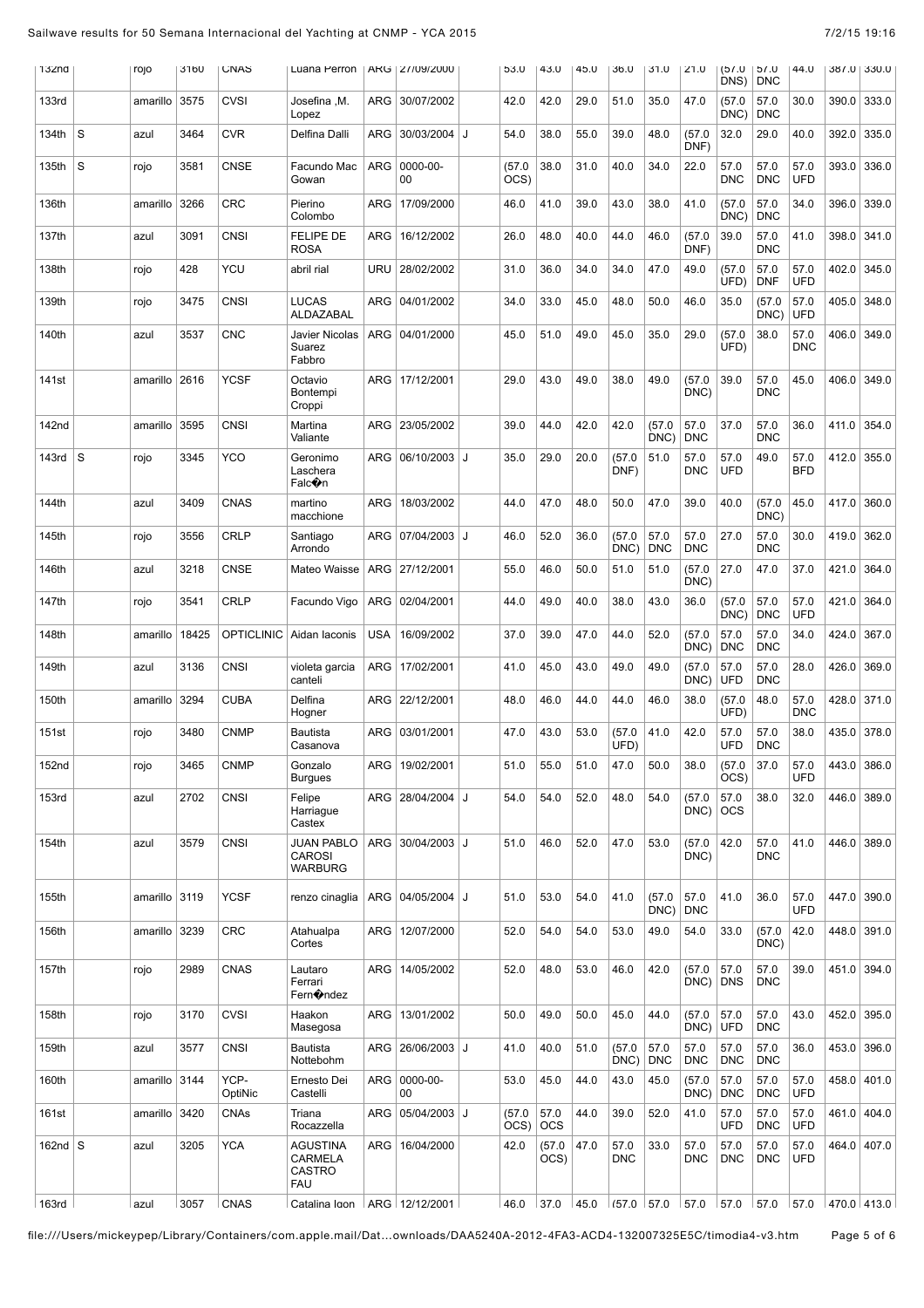| | | | | | | | | | | | | | | | | | | | | | |
|---|---|---|---|---|---|---|---|---|---|---|---|---|---|---|---|---|---|---|---|---|---|
| 132nd | | rojo | 3160 | CNAS | Luana Perron | ARG | 27/09/2000 | | 53.0 | 43.0 | 45.0 | 36.0 | 31.0 | 21.0 | (57.0 DNS) | 57.0 DNC | 44.0 | 387.0 | 330.0 |
| 133rd | | amarillo | 3575 | CVSI | Josefina ,M. Lopez | ARG | 30/07/2002 | | 42.0 | 42.0 | 29.0 | 51.0 | 35.0 | 47.0 | (57.0 DNC) | 57.0 DNC | 30.0 | 390.0 | 333.0 |
| 134th | S | azul | 3464 | CVR | Delfina Dalli | ARG | 30/03/2004 | J | 54.0 | 38.0 | 55.0 | 39.0 | 48.0 | (57.0 DNF) | 32.0 | 29.0 | 40.0 | 392.0 | 335.0 |
| 135th | S | rojo | 3581 | CNSE | Facundo Mac Gowan | ARG | 0000-00-00 | | (57.0 OCS) | 38.0 | 31.0 | 40.0 | 34.0 | 22.0 | 57.0 DNC | 57.0 DNC | 57.0 UFD | 393.0 | 336.0 |
| 136th | | amarillo | 3266 | CRC | Pierino Colombo | ARG | 17/09/2000 | | 46.0 | 41.0 | 39.0 | 43.0 | 38.0 | 41.0 | (57.0 DNC) | 57.0 DNC | 34.0 | 396.0 | 339.0 |
| 137th | | azul | 3091 | CNSI | FELIPE DE ROSA | ARG | 16/12/2002 | | 26.0 | 48.0 | 40.0 | 44.0 | 46.0 | (57.0 DNF) | 39.0 | 57.0 DNC | 41.0 | 398.0 | 341.0 |
| 138th | | rojo | 428 | YCU | abril rial | URU | 28/02/2002 | | 31.0 | 36.0 | 34.0 | 34.0 | 47.0 | 49.0 | (57.0 UFD) | 57.0 DNF | 57.0 UFD | 402.0 | 345.0 |
| 139th | | rojo | 3475 | CNSI | LUCAS ALDAZABAL | ARG | 04/01/2002 | | 34.0 | 33.0 | 45.0 | 48.0 | 50.0 | 46.0 | 35.0 | (57.0 DNC) | 57.0 UFD | 405.0 | 348.0 |
| 140th | | azul | 3537 | CNC | Javier Nicolas Suarez Fabbro | ARG | 04/01/2000 | | 45.0 | 51.0 | 49.0 | 45.0 | 35.0 | 29.0 | (57.0 UFD) | 38.0 | 57.0 DNC | 406.0 | 349.0 |
| 141st | | amarillo | 2616 | YCSF | Octavio Bontempi Croppi | ARG | 17/12/2001 | | 29.0 | 43.0 | 49.0 | 38.0 | 49.0 | (57.0 DNC) | 39.0 | 57.0 DNC | 45.0 | 406.0 | 349.0 |
| 142nd | | amarillo | 3595 | CNSI | Martina Valiante | ARG | 23/05/2002 | | 39.0 | 44.0 | 42.0 | 42.0 | (57.0 DNC) | 57.0 DNC | 37.0 | 57.0 DNC | 36.0 | 411.0 | 354.0 |
| 143rd | S | rojo | 3345 | YCO | Geronimo Laschera Falc�n | ARG | 06/10/2003 | J | 35.0 | 29.0 | 20.0 | (57.0 DNF) | 51.0 | 57.0 DNC | 57.0 UFD | 49.0 | 57.0 BFD | 412.0 | 355.0 |
| 144th | | azul | 3409 | CNAS | martino macchione | ARG | 18/03/2002 | | 44.0 | 47.0 | 48.0 | 50.0 | 47.0 | 39.0 | 40.0 | (57.0 DNC) | 45.0 | 417.0 | 360.0 |
| 145th | | rojo | 3556 | CRLP | Santiago Arrondo | ARG | 07/04/2003 | J | 46.0 | 52.0 | 36.0 | (57.0 DNC) | 57.0 DNC | 57.0 DNC | 27.0 | 57.0 DNC | 30.0 | 419.0 | 362.0 |
| 146th | | azul | 3218 | CNSE | Mateo Waisse | ARG | 27/12/2001 | | 55.0 | 46.0 | 50.0 | 51.0 | 51.0 | (57.0 DNC) | 27.0 | 47.0 | 37.0 | 421.0 | 364.0 |
| 147th | | rojo | 3541 | CRLP | Facundo Vigo | ARG | 02/04/2001 | | 44.0 | 49.0 | 40.0 | 38.0 | 43.0 | 36.0 | (57.0 DNC) | 57.0 DNC | 57.0 UFD | 421.0 | 364.0 |
| 148th | | amarillo | 18425 | OPTICLINIC | Aidan laconis | USA | 16/09/2002 | | 37.0 | 39.0 | 47.0 | 44.0 | 52.0 | (57.0 DNC) | 57.0 DNC | 57.0 DNC | 34.0 | 424.0 | 367.0 |
| 149th | | azul | 3136 | CNSI | violeta garcia canteli | ARG | 17/02/2001 | | 41.0 | 45.0 | 43.0 | 49.0 | 49.0 | (57.0 DNC) | 57.0 UFD | 57.0 DNC | 28.0 | 426.0 | 369.0 |
| 150th | | amarillo | 3294 | CUBA | Delfina Hogner | ARG | 22/12/2001 | | 48.0 | 46.0 | 44.0 | 44.0 | 46.0 | 38.0 | (57.0 UFD) | 48.0 | 57.0 DNC | 428.0 | 371.0 |
| 151st | | rojo | 3480 | CNMP | Bautista Casanova | ARG | 03/01/2001 | | 47.0 | 43.0 | 53.0 | (57.0 UFD) | 41.0 | 42.0 | 57.0 UFD | 57.0 DNC | 38.0 | 435.0 | 378.0 |
| 152nd | | rojo | 3465 | CNMP | Gonzalo Burgues | ARG | 19/02/2001 | | 51.0 | 55.0 | 51.0 | 47.0 | 50.0 | 38.0 | (57.0 OCS) | 37.0 | 57.0 UFD | 443.0 | 386.0 |
| 153rd | | azul | 2702 | CNSI | Felipe Harriague Castex | ARG | 28/04/2004 | J | 54.0 | 54.0 | 52.0 | 48.0 | 54.0 | (57.0 DNC) | 57.0 OCS | 38.0 | 32.0 | 446.0 | 389.0 |
| 154th | | azul | 3579 | CNSI | JUAN PABLO CAROSI WARBURG | ARG | 30/04/2003 | J | 51.0 | 46.0 | 52.0 | 47.0 | 53.0 | (57.0 DNC) | 42.0 | 57.0 DNC | 41.0 | 446.0 | 389.0 |
| 155th | | amarillo | 3119 | YCSF | renzo cinaglia | ARG | 04/05/2004 | J | 51.0 | 53.0 | 54.0 | 41.0 | (57.0 DNC) | 57.0 DNC | 41.0 | 36.0 | 57.0 UFD | 447.0 | 390.0 |
| 156th | | amarillo | 3239 | CRC | Atahualpa Cortes | ARG | 12/07/2000 | | 52.0 | 54.0 | 54.0 | 53.0 | 49.0 | 54.0 | 33.0 | (57.0 DNC) | 42.0 | 448.0 | 391.0 |
| 157th | | rojo | 2989 | CNAS | Lautaro Ferrari Fern�ndez | ARG | 14/05/2002 | | 52.0 | 48.0 | 53.0 | 46.0 | 42.0 | (57.0 DNC) | 57.0 DNS | 57.0 DNC | 39.0 | 451.0 | 394.0 |
| 158th | | rojo | 3170 | CVSI | Haakon Masegosa | ARG | 13/01/2002 | | 50.0 | 49.0 | 50.0 | 45.0 | 44.0 | (57.0 DNC) | 57.0 UFD | 57.0 DNC | 43.0 | 452.0 | 395.0 |
| 159th | | azul | 3577 | CNSI | Bautista Nottebohm | ARG | 26/06/2003 | J | 41.0 | 40.0 | 51.0 | (57.0 DNC) | 57.0 DNC | 57.0 DNC | 57.0 DNC | 57.0 DNC | 36.0 | 453.0 | 396.0 |
| 160th | | amarillo | 3144 | YCP-OptiNic | Ernesto Dei Castelli | ARG | 0000-00-00 | | 53.0 | 45.0 | 44.0 | 43.0 | 45.0 | (57.0 DNC) | 57.0 DNC | 57.0 DNC | 57.0 UFD | 458.0 | 401.0 |
| 161st | | amarillo | 3420 | CNAs | Triana Rocazzella | ARG | 05/04/2003 | J | (57.0 OCS) | 57.0 OCS | 44.0 | 39.0 | 52.0 | 41.0 | 57.0 UFD | 57.0 DNC | 57.0 UFD | 461.0 | 404.0 |
| 162nd | S | azul | 3205 | YCA | AGUSTINA CARMELA CASTRO FAU | ARG | 16/04/2000 | | 42.0 | (57.0 OCS) | 47.0 | 57.0 DNC | 33.0 | 57.0 DNC | 57.0 DNC | 57.0 DNC | 57.0 UFD | 464.0 | 407.0 |
| 163rd | | azul | 3057 | CNAS | Catalina Igon | ARG | 12/12/2001 | | 46.0 | 37.0 | 45.0 | (57.0 | 57.0 | 57.0 | 57.0 | 57.0 | 57.0 | 470.0 | 413.0 |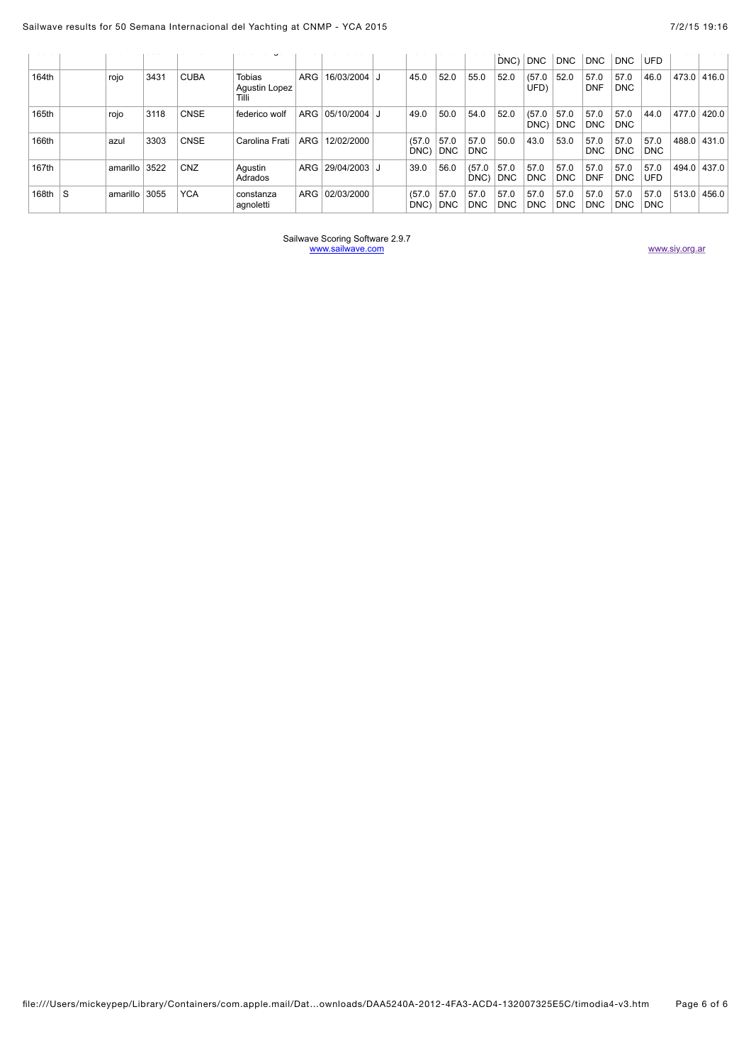| | | | | | | | | | | | | | | | | | | | | |
|---|---|---|---|---|---|---|---|---|---|---|---|---|---|---|---|---|---|---|---|---|
| | | | | | | | | | | | | | DNC) | DNC | DNC | DNC | DNC | UFD | | |
| 164th | | rojo | 3431 | CUBA | Tobias Agustin Lopez Tilli | ARG | 16/03/2004 | J | | 45.0 | 52.0 | 55.0 | 52.0 | (57.0 UFD) | 52.0 | 57.0 DNF | 57.0 DNC | 46.0 | 473.0 | 416.0 |
| 165th | | rojo | 3118 | CNSE | federico wolf | ARG | 05/10/2004 | J | | 49.0 | 50.0 | 54.0 | 52.0 | (57.0 DNC) | 57.0 DNC | 57.0 DNC | 57.0 DNC | 44.0 | 477.0 | 420.0 |
| 166th | | azul | 3303 | CNSE | Carolina Frati | ARG | 12/02/2000 | | | (57.0 DNC) | 57.0 DNC | 57.0 DNC | 50.0 | 43.0 | 53.0 | 57.0 DNC | 57.0 DNC | 57.0 DNC | 488.0 | 431.0 |
| 167th | | amarillo | 3522 | CNZ | Agustin Adrados | ARG | 29/04/2003 | J | | 39.0 | 56.0 | (57.0 DNC) | 57.0 DNC | 57.0 DNC | 57.0 DNC | 57.0 DNF | 57.0 DNC | 57.0 UFD | 494.0 | 437.0 |
| 168th | S | amarillo | 3055 | YCA | constanza agnoletti | ARG | 02/03/2000 | | | (57.0 DNC) | 57.0 DNC | 57.0 DNC | 57.0 DNC | 57.0 DNC | 57.0 DNC | 57.0 DNC | 57.0 DNC | 57.0 DNC | 513.0 | 456.0 |

Sailwave Scoring Software 2.9.7
www.sailwave.com

www.siy.org.ar